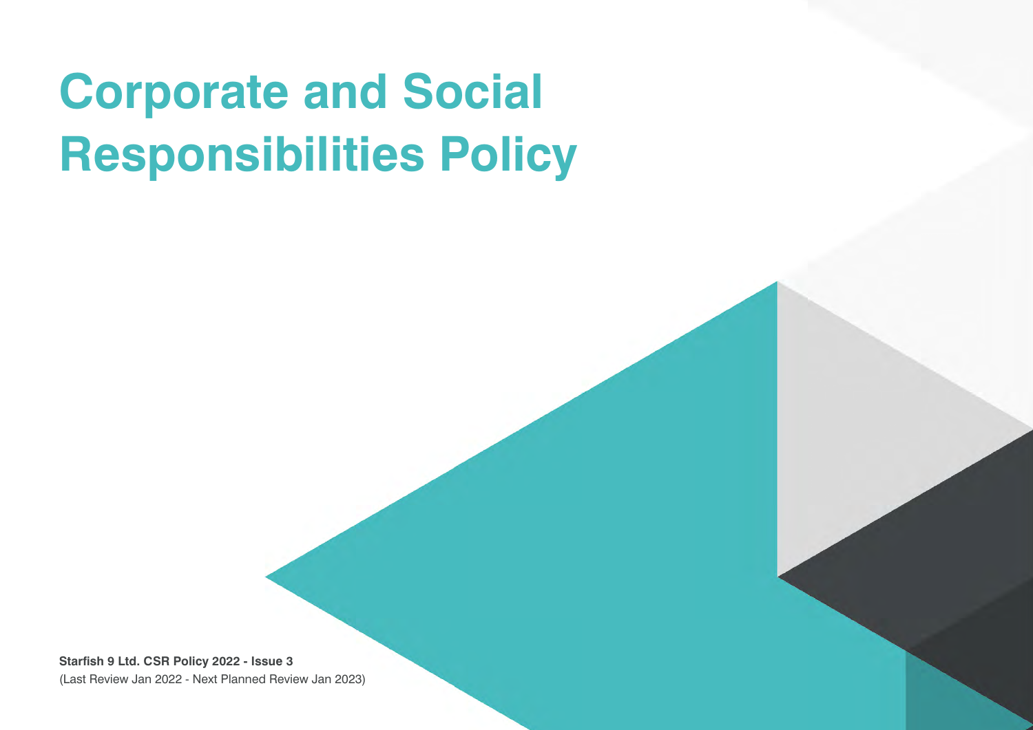# Corporate and Social Responsibilities Policy

**Starfish 9 Ltd. CSR Policy 2022 - Issue 3**

(Last Review Jan 2022 - Next Planned Review Jan 2023)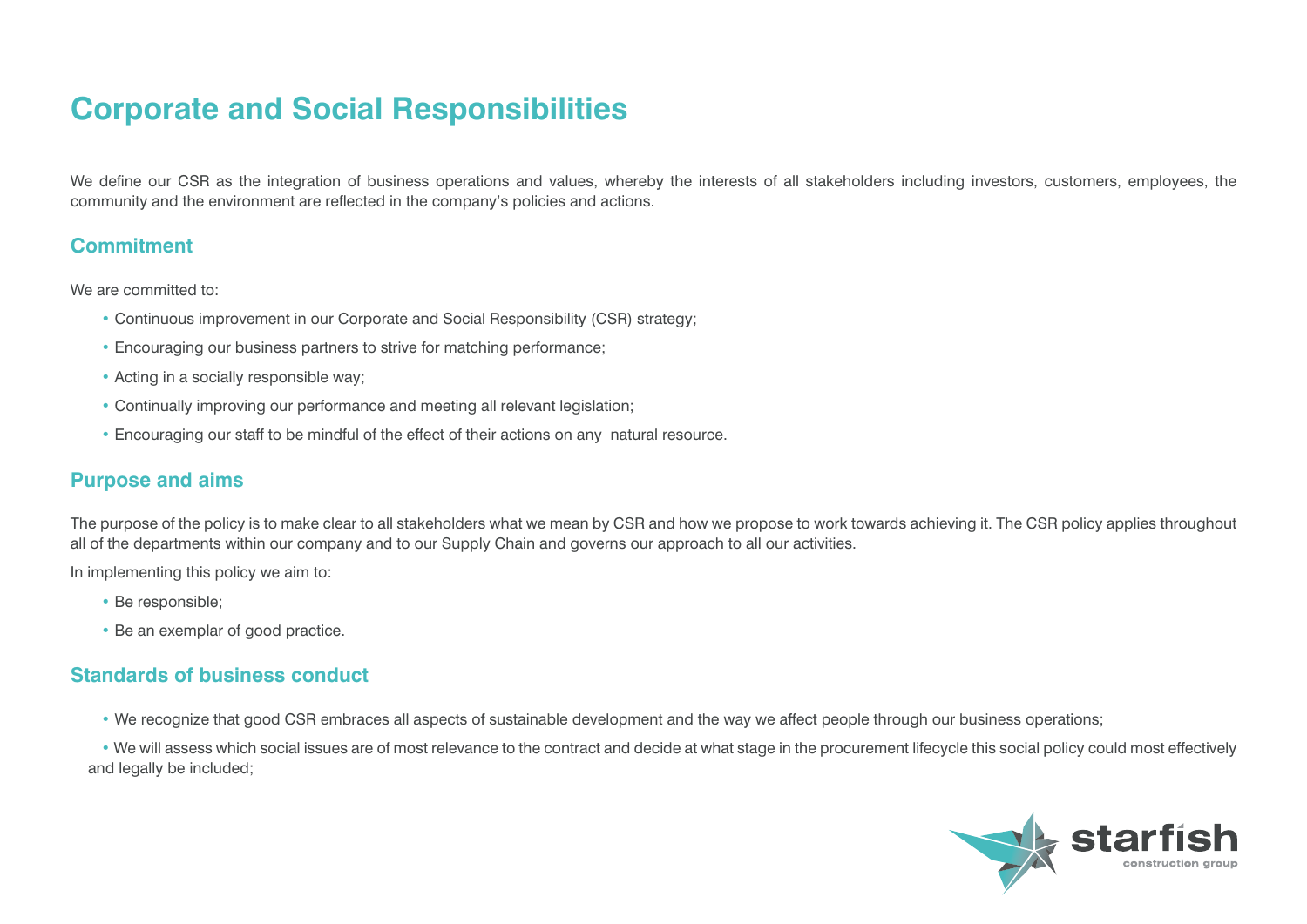# Corporate and Social Responsibilities

We define our CSR as the integration of business operations and values, whereby the interests of all stakeholders including investors, customers, employees, the community and the environment are reflected in the company's policies and actions.

## Commitment

We are committed to:

- Continuous improvement in our Corporate and Social Responsibility (CSR) strategy;
- Encouraging our business partners to strive for matching performance;
- Acting in a socially responsible way;
- Continually improving our performance and meeting all relevant legislation;
- Encouraging our staff to be mindful of the effect of their actions on any natural resource.

## Purpose and aims

The purpose of the policy is to make clear to all stakeholders what we mean by CSR and how we propose to work towards achieving it. The CSR policy applies throughout all of the departments within our company and to our Supply Chain and governs our approach to all our activities.

In implementing this policy we aim to:

- Be responsible;
- Be an exemplar of good practice.

## Standards of business conduct

- We recognize that good CSR embraces all aspects of sustainable development and the way we affect people through our business operations;
- We will assess which social issues are of most relevance to the contract and decide at what stage in the procurement lifecycle this social policy could most effectively and legally be included;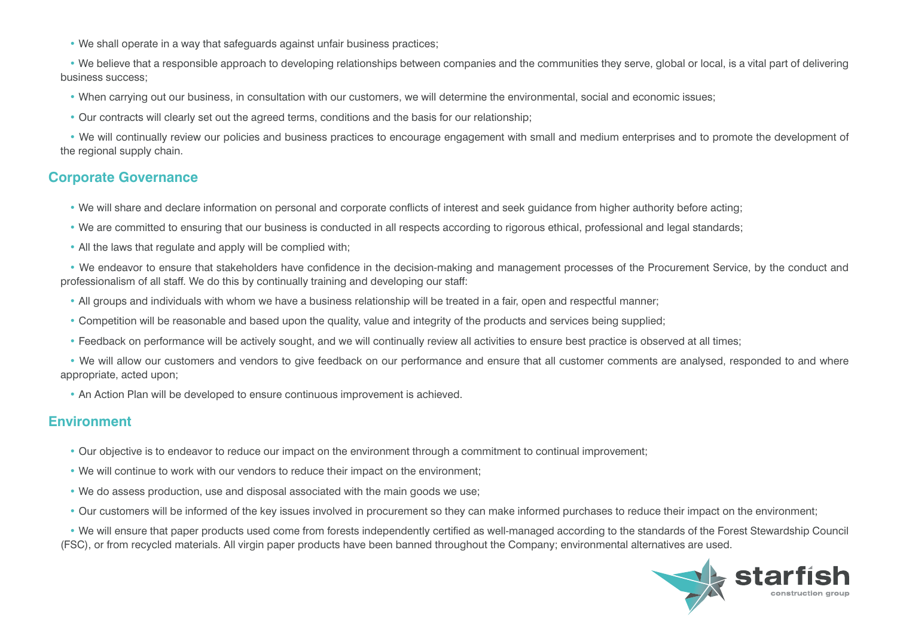- We shall operate in a way that safeguards against unfair business practices;
- We believe that a responsible approach to developing relationships between companies and the communities they serve, global or local, is a vital part of delivering business success;
- When carrying out our business, in consultation with our customers, we will determine the environmental, social and economic issues;
- Our contracts will clearly set out the agreed terms, conditions and the basis for our relationship;
- We will continually review our policies and business practices to encourage engagement with small and medium enterprises and to promote the development of the regional supply chain.

## Corporate Governance

- We will share and declare information on personal and corporate conflicts of interest and seek guidance from higher authority before acting;
- We are committed to ensuring that our business is conducted in all respects according to rigorous ethical, professional and legal standards;
- All the laws that regulate and apply will be complied with;
- We endeavor to ensure that stakeholders have confidence in the decision-making and management processes of the Procurement Service, by the conduct and professionalism of all staff. We do this by continually training and developing our staff:
- All groups and individuals with whom we have a business relationship will be treated in a fair, open and respectful manner;
- Competition will be reasonable and based upon the quality, value and integrity of the products and services being supplied;
- Feedback on performance will be actively sought, and we will continually review all activities to ensure best practice is observed at all times;
- We will allow our customers and vendors to give feedback on our performance and ensure that all customer comments are analysed, responded to and where appropriate, acted upon;
- An Action Plan will be developed to ensure continuous improvement is achieved.

## Environment

- Our objective is to endeavor to reduce our impact on the environment through a commitment to continual improvement;
- We will continue to work with our vendors to reduce their impact on the environment;
- We do assess production, use and disposal associated with the main goods we use;
- Our customers will be informed of the key issues involved in procurement so they can make informed purchases to reduce their impact on the environment;
- We will ensure that paper products used come from forests independently certified as well-managed according to the standards of the Forest Stewardship Council (FSC), or from recycled materials. All virgin paper products have been banned throughout the Company; environmental alternatives are used.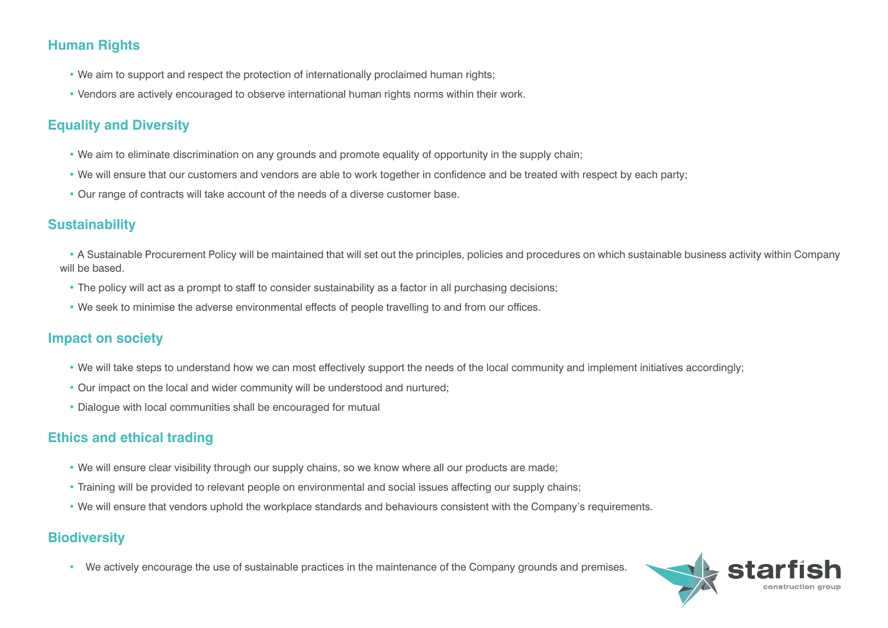## Human Rights

- We aim to support and respect the protection of internationally proclaimed human rights;
- Vendors are actively encouraged to observe international human rights norms within their work.

## Equality and Diversity

- We aim to eliminate discrimination on any grounds and promote equality of opportunity in the supply chain;
- We will ensure that our customers and vendors are able to work together in confidence and be treated with respect by each party;
- Our range of contracts will take account of the needs of a diverse customer base.

## Sustainability

- A Sustainable Procurement Policy will be maintained that will set out the principles, policies and procedures on which sustainable business activity within Company will be based.
- The policy will act as a prompt to staff to consider sustainability as a factor in all purchasing decisions;
- We seek to minimise the adverse environmental effects of people travelling to and from our offices.

## Impact on society

- We will take steps to understand how we can most effectively support the needs of the local community and implement initiatives accordingly;
- Our impact on the local and wider community will be understood and nurtured;
- Dialogue with local communities shall be encouraged for mutual

## Ethics and ethical trading

- We will ensure clear visibility through our supply chains, so we know where all our products are made;
- Training will be provided to relevant people on environmental and social issues affecting our supply chains;
- We will ensure that vendors uphold the workplace standards and behaviours consistent with the Company's requirements.

## Biodiversity

- We actively encourage the use of sustainable practices in the maintenance of the Company grounds and premises.

starfish construction group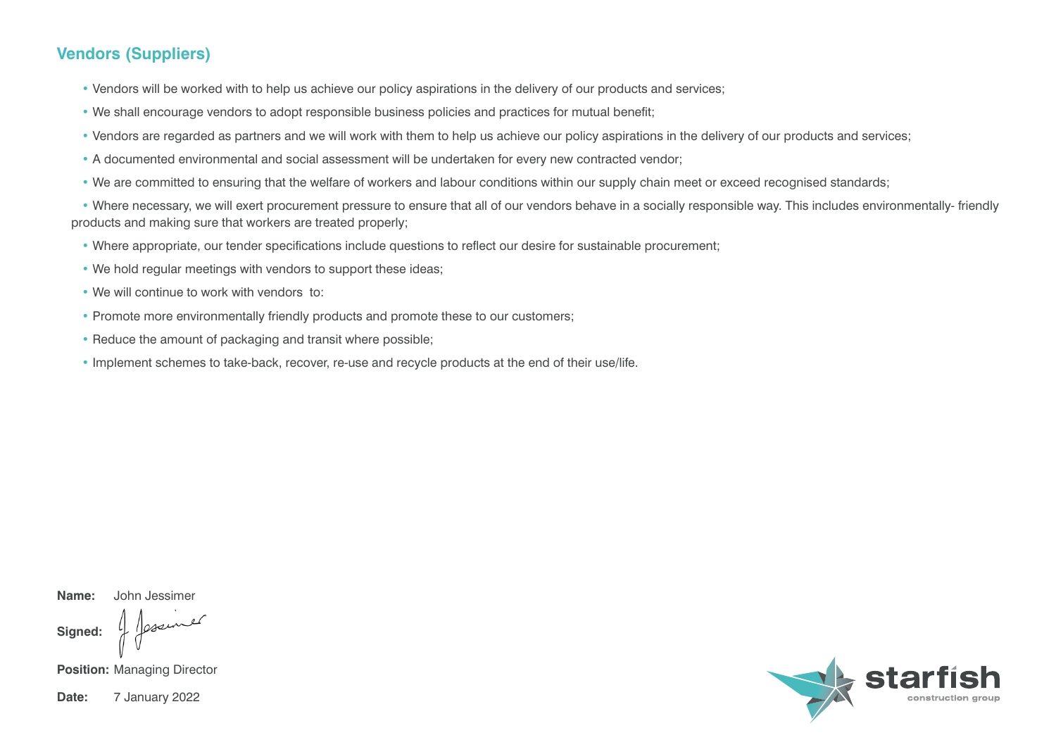## Vendors (Suppliers)

- Vendors will be worked with to help us achieve our policy aspirations in the delivery of our products and services;
- We shall encourage vendors to adopt responsible business policies and practices for mutual benefit;
- Vendors are regarded as partners and we will work with them to help us achieve our policy aspirations in the delivery of our products and services;
- A documented environmental and social assessment will be undertaken for every new contracted vendor;
- We are committed to ensuring that the welfare of workers and labour conditions within our supply chain meet or exceed recognised standards;
- Where necessary, we will exert procurement pressure to ensure that all of our vendors behave in a socially responsible way. This includes environmentally- friendly products and making sure that workers are treated properly;
- Where appropriate, our tender specifications include questions to reflect our desire for sustainable procurement;
- We hold regular meetings with vendors to support these ideas;
- We will continue to work with vendors to:
- Promote more environmentally friendly products and promote these to our customers;
- Reduce the amount of packaging and transit where possible;
- Implement schemes to take-back, recover, re-use and recycle products at the end of their use/life.

**Name:** John Jessimer

**Signed:** J Jessimer

**Position:** Managing Director

**Date:** 7 January 2022

starfish construction group